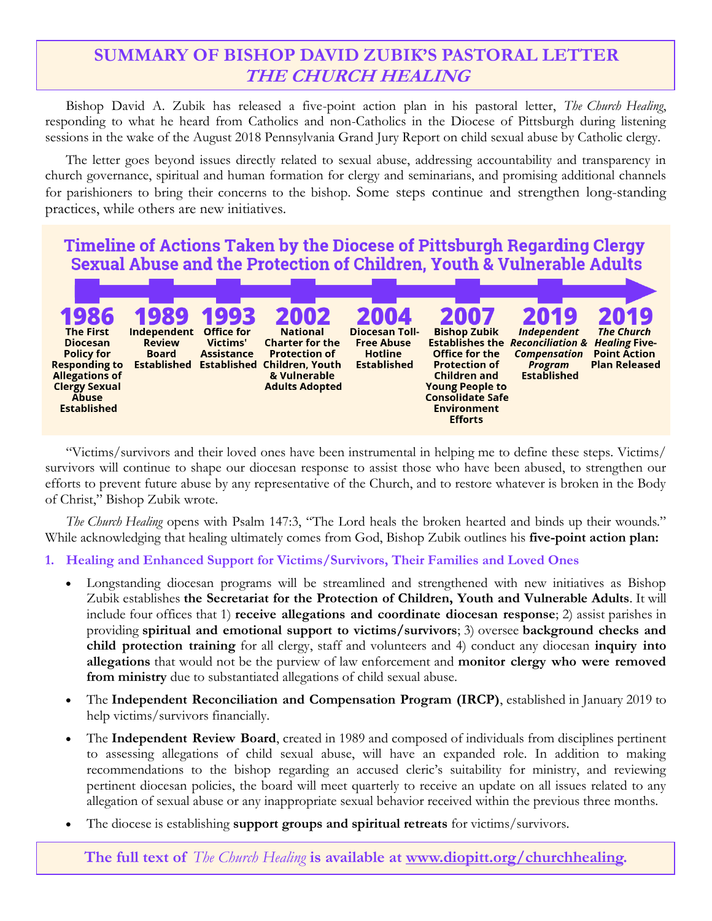# SUMMARY OF BISHOP DAVID ZUBIK'S PASTORAL LETTER *THE CHURCH HEALING*

Bishop David A. Zubik has released a five-point action plan in his pastoral letter, *The Church Healing*, responding to what he heard from Catholics and non-Catholics in the Diocese of Pittsburgh during listening sessions in the wake of the August 2018 Pennsylvania Grand Jury Report on child sexual abuse by Catholic clergy.

The letter goes beyond issues directly related to sexual abuse, addressing accountability and transparency in church governance, spiritual and human formation for clergy and seminarians, and promising additional channels for parishioners to bring their concerns to the bishop. Some steps continue and strengthen long-standing practices, while others are new initiatives.

## Timeline of Actions Taken by the Diocese of Pittsburgh Regarding Clergy Sexual Abuse and the Protection of Children, Youth & Vulnerable Adults

- **1986** – The First Diocesan Policy for Responding to Allegations of Clergy Sexual Abuse Established
- **1989** – Independent Review Board Established
- **1993** – Office for Victims' Assistance Established
- **2002** – National Charter for the Protection of Children, Youth & Vulnerable Adults Adopted
- **2004** – Diocesan Toll-Free Abuse Hotline Established
- **2007** – Bishop Zubik Establishes the Office for the Protection of Children and Young People to Consolidate Safe Environment Efforts
- **2019** – *Independent Reconciliation & Compensation Program* Established
- **2019** – *The Church Healing* Five-Point Action Plan Released

"Victims/survivors and their loved ones have been instrumental in helping me to define these steps. Victims/survivors will continue to shape our diocesan response to assist those who have been abused, to strengthen our efforts to prevent future abuse by any representative of the Church, and to restore whatever is broken in the Body of Christ," Bishop Zubik wrote.

*The Church Healing* opens with Psalm 147:3, "The Lord heals the broken hearted and binds up their wounds." While acknowledging that healing ultimately comes from God, Bishop Zubik outlines his **five-point action plan:**

### 1. Healing and Enhanced Support for Victims/Survivors, Their Families and Loved Ones

- Longstanding diocesan programs will be streamlined and strengthened with new initiatives as Bishop Zubik establishes **the Secretariat for the Protection of Children, Youth and Vulnerable Adults**. It will include four offices that 1) **receive allegations and coordinate diocesan response**; 2) assist parishes in providing **spiritual and emotional support to victims/survivors**; 3) oversee **background checks and child protection training** for all clergy, staff and volunteers and 4) conduct any diocesan **inquiry into allegations** that would not be the purview of law enforcement and **monitor clergy who were removed from ministry** due to substantiated allegations of child sexual abuse.
- The **Independent Reconciliation and Compensation Program (IRCP)**, established in January 2019 to help victims/survivors financially.
- The **Independent Review Board**, created in 1989 and composed of individuals from disciplines pertinent to assessing allegations of child sexual abuse, will have an expanded role. In addition to making recommendations to the bishop regarding an accused cleric's suitability for ministry, and reviewing pertinent diocesan policies, the board will meet quarterly to receive an update on all issues related to any allegation of sexual abuse or any inappropriate sexual behavior received within the previous three months.
- The diocese is establishing **support groups and spiritual retreats** for victims/survivors.

**The full text of *The Church Healing* is available at www.diopitt.org/churchhealing.**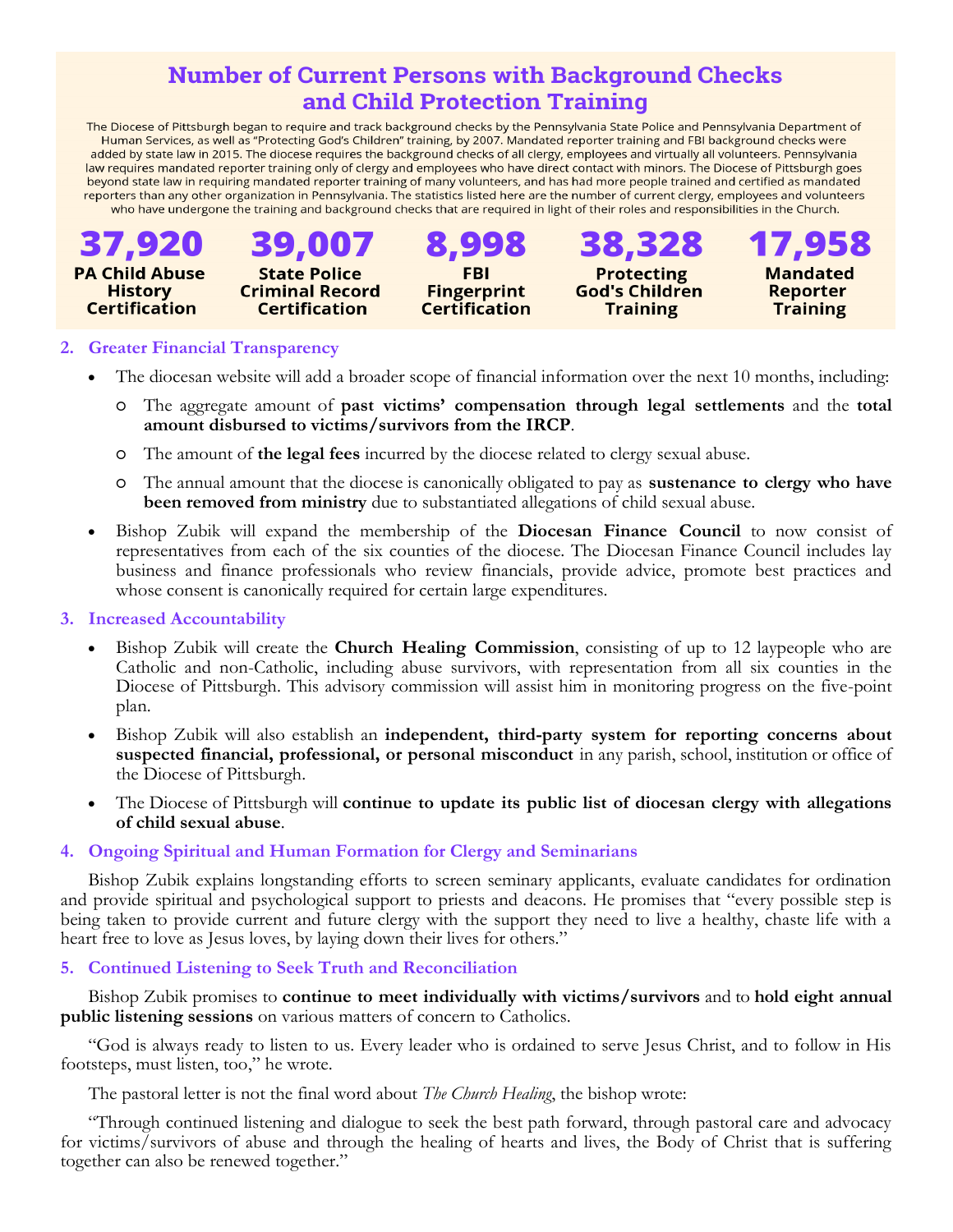## Number of Current Persons with Background Checks and Child Protection Training

The Diocese of Pittsburgh began to require and track background checks by the Pennsylvania State Police and Pennsylvania Department of Human Services, as well as "Protecting God's Children" training, by 2007. Mandated reporter training and FBI background checks were added by state law in 2015. The diocese requires the background checks of all clergy, employees and virtually all volunteers. Pennsylvania law requires mandated reporter training only of clergy and employees who have direct contact with minors. The Diocese of Pittsburgh goes beyond state law in requiring mandated reporter training of many volunteers, and has had more people trained and certified as mandated reporters than any other organization in Pennsylvania. The statistics listed here are the number of current clergy, employees and volunteers who have undergone the training and background checks that are required in light of their roles and responsibilities in the Church.

**37,920**
PA Child Abuse History Certification

**39,007**
State Police Criminal Record Certification

**8,998**
FBI Fingerprint Certification

**38,328**
Protecting God's Children Training

**17,958**
Mandated Reporter Training

2. **Greater Financial Transparency**

- The diocesan website will add a broader scope of financial information over the next 10 months, including:
  - The aggregate amount of **past victims' compensation through legal settlements** and the **total amount disbursed to victims/survivors from the IRCP**.
  - The amount of **the legal fees** incurred by the diocese related to clergy sexual abuse.
  - The annual amount that the diocese is canonically obligated to pay as **sustenance to clergy who have been removed from ministry** due to substantiated allegations of child sexual abuse.
- Bishop Zubik will expand the membership of the **Diocesan Finance Council** to now consist of representatives from each of the six counties of the diocese. The Diocesan Finance Council includes lay business and finance professionals who review financials, provide advice, promote best practices and whose consent is canonically required for certain large expenditures.

3. **Increased Accountability**

- Bishop Zubik will create the **Church Healing Commission**, consisting of up to 12 laypeople who are Catholic and non-Catholic, including abuse survivors, with representation from all six counties in the Diocese of Pittsburgh. This advisory commission will assist him in monitoring progress on the five-point plan.
- Bishop Zubik will also establish an **independent, third-party system for reporting concerns about suspected financial, professional, or personal misconduct** in any parish, school, institution or office of the Diocese of Pittsburgh.
- The Diocese of Pittsburgh will **continue to update its public list of diocesan clergy with allegations of child sexual abuse**.

4. **Ongoing Spiritual and Human Formation for Clergy and Seminarians**

Bishop Zubik explains longstanding efforts to screen seminary applicants, evaluate candidates for ordination and provide spiritual and psychological support to priests and deacons. He promises that "every possible step is being taken to provide current and future clergy with the support they need to live a healthy, chaste life with a heart free to love as Jesus loves, by laying down their lives for others."

5. **Continued Listening to Seek Truth and Reconciliation**

Bishop Zubik promises to **continue to meet individually with victims/survivors** and to **hold eight annual public listening sessions** on various matters of concern to Catholics.

"God is always ready to listen to us. Every leader who is ordained to serve Jesus Christ, and to follow in His footsteps, must listen, too," he wrote.

The pastoral letter is not the final word about *The Church Healing*, the bishop wrote:

"Through continued listening and dialogue to seek the best path forward, through pastoral care and advocacy for victims/survivors of abuse and through the healing of hearts and lives, the Body of Christ that is suffering together can also be renewed together."